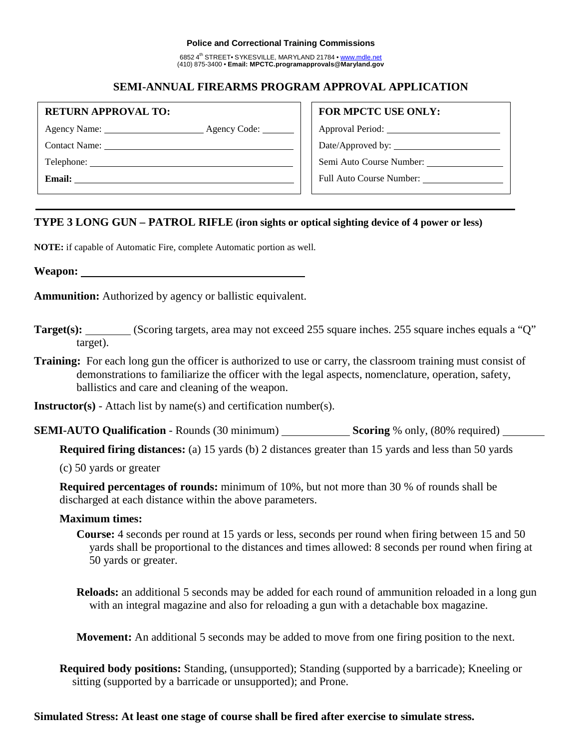**Police and Correctional Training Commissions**

6852 4th STREET• SYKESVILLE, MARYLAND 21784 • www.mdle.net
(410) 875-3400 • **Email: MPCTC.programapprovals@Maryland.gov**

## SEMI-ANNUAL FIREARMS PROGRAM APPROVAL APPLICATION

| **RETURN APPROVAL TO:** | **FOR MPCTC USE ONLY:** |
|---|---|
| Agency Name: ____________ Agency Code: ______ | Approval Period: ____________ |
| Contact Name: ____________ | Date/Approved by: ____________ |
| Telephone: ____________ | Semi Auto Course Number: ____________ |
| **Email:** ____________ | Full Auto Course Number: ____________ |

---

### TYPE 3 LONG GUN – PATROL RIFLE (iron sights or optical sighting device of 4 power or less)

**NOTE:** if capable of Automatic Fire, complete Automatic portion as well.

**Weapon:** ____________________

**Ammunition:** Authorized by agency or ballistic equivalent.

**Target(s):** ________ (Scoring targets, area may not exceed 255 square inches. 255 square inches equals a "Q" target).

**Training:** For each long gun the officer is authorized to use or carry, the classroom training must consist of demonstrations to familiarize the officer with the legal aspects, nomenclature, operation, safety, ballistics and care and cleaning of the weapon.

**Instructor(s)** - Attach list by name(s) and certification number(s).

**SEMI-AUTO Qualification** - Rounds (30 minimum) ____________ **Scoring** % only, (80% required) ________

**Required firing distances:** (a) 15 yards (b) 2 distances greater than 15 yards and less than 50 yards (c) 50 yards or greater

**Required percentages of rounds:** minimum of 10%, but not more than 30 % of rounds shall be discharged at each distance within the above parameters.

**Maximum times:**

**Course:** 4 seconds per round at 15 yards or less, seconds per round when firing between 15 and 50 yards shall be proportional to the distances and times allowed: 8 seconds per round when firing at 50 yards or greater.

**Reloads:** an additional 5 seconds may be added for each round of ammunition reloaded in a long gun with an integral magazine and also for reloading a gun with a detachable box magazine.

**Movement:** An additional 5 seconds may be added to move from one firing position to the next.

**Required body positions:** Standing, (unsupported); Standing (supported by a barricade); Kneeling or sitting (supported by a barricade or unsupported); and Prone.

**Simulated Stress: At least one stage of course shall be fired after exercise to simulate stress.**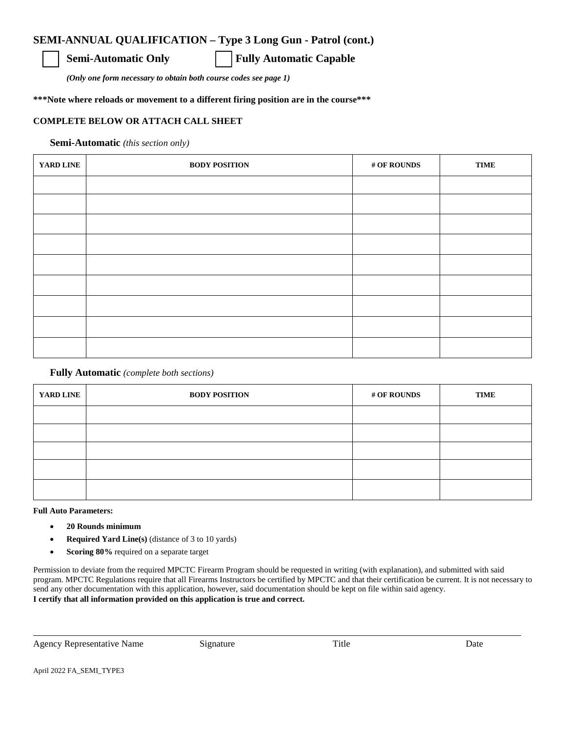## SEMI-ANNUAL QUALIFICATION – Type 3 Long Gun - Patrol (cont.)

☐ **Semi-Automatic Only** ☐ **Fully Automatic Capable**

***(Only one form necessary to obtain both course codes see page 1)***

**\*\*\*Note where reloads or movement to a different firing position are in the course\*\*\***

**COMPLETE BELOW OR ATTACH CALL SHEET**

**Semi-Automatic** *(this section only)*

| YARD LINE | BODY POSITION | # OF ROUNDS | TIME |
|---|---|---|---|
| | | | |
| | | | |
| | | | |
| | | | |
| | | | |
| | | | |
| | | | |
| | | | |
| | | | |

**Fully Automatic** *(complete both sections)*

| YARD LINE | BODY POSITION | # OF ROUNDS | TIME |
|---|---|---|---|
| | | | |
| | | | |
| | | | |
| | | | |
| | | | |

**Full Auto Parameters:**

- **20 Rounds minimum**
- **Required Yard Line(s)** (distance of 3 to 10 yards)
- **Scoring 80%** required on a separate target

Permission to deviate from the required MPCTC Firearm Program should be requested in writing (with explanation), and submitted with said program. MPCTC Regulations require that all Firearms Instructors be certified by MPCTC and that their certification be current. It is not necessary to send any other documentation with this application, however, said documentation should be kept on file within said agency.
**I certify that all information provided on this application is true and correct.**

Agency Representative Name Signature Title Date

April 2022 FA_SEMI_TYPE3